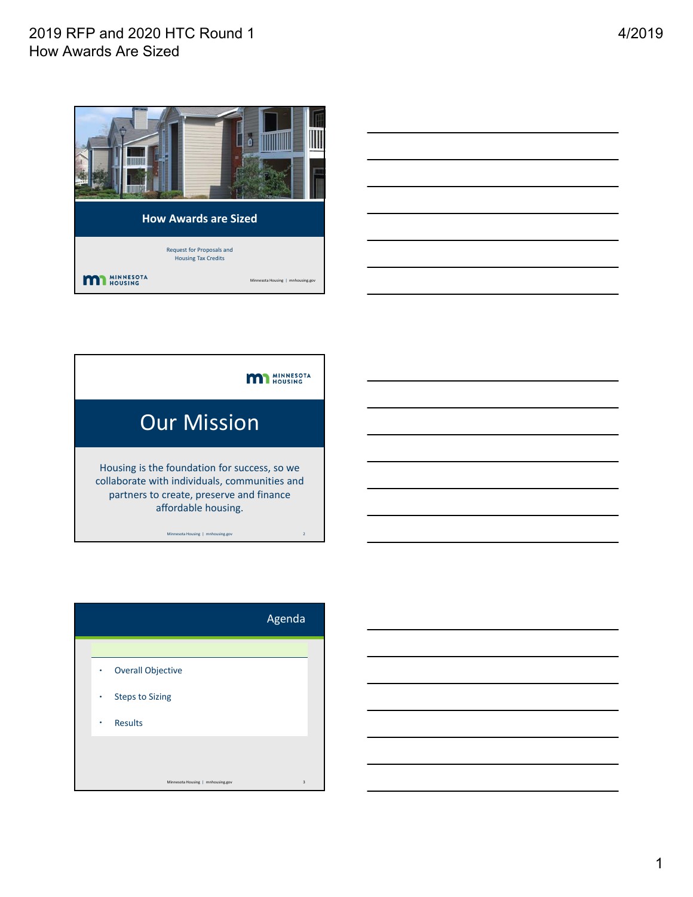# How Awards are Sized

Request for Proposals and
Housing Tax Credits

MINNESOTA HOUSING

Minnesota Housing | mnhousing.gov

---

MINNESOTA HOUSING

## Our Mission

Housing is the foundation for success, so we collaborate with individuals, communities and partners to create, preserve and finance affordable housing.

Minnesota Housing | mnhousing.gov

---

## Agenda

- Overall Objective
- Steps to Sizing
- Results

Minnesota Housing | mnhousing.gov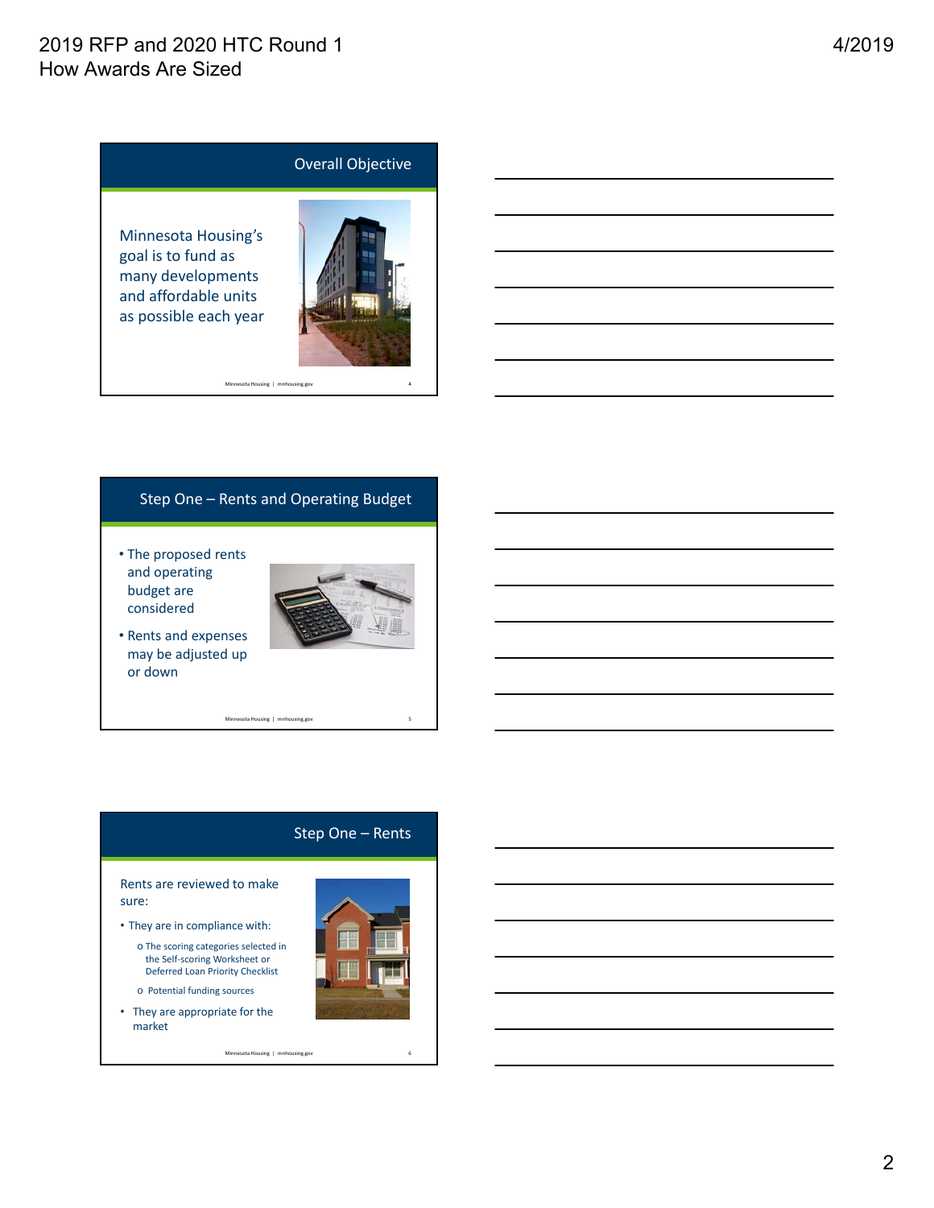## Overall Objective

Minnesota Housing's goal is to fund as many developments and affordable units as possible each year

## Step One – Rents and Operating Budget

- The proposed rents and operating budget are considered
- Rents and expenses may be adjusted up or down

## Step One – Rents

Rents are reviewed to make sure:

- They are in compliance with:
  - The scoring categories selected in the Self-scoring Worksheet or Deferred Loan Priority Checklist
  - Potential funding sources
- They are appropriate for the market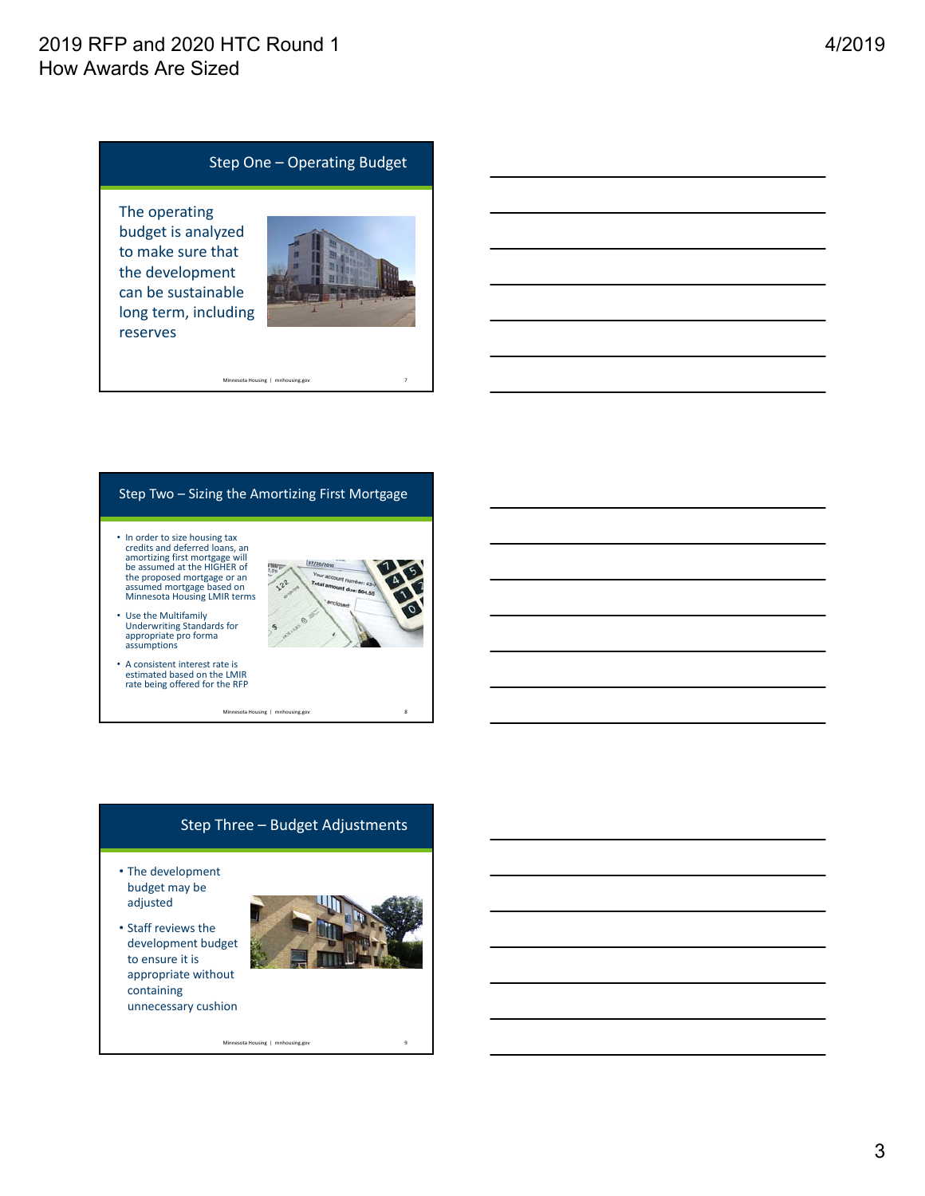## Step One – Operating Budget

The operating budget is analyzed to make sure that the development can be sustainable long term, including reserves

## Step Two – Sizing the Amortizing First Mortgage

- In order to size housing tax credits and deferred loans, an amortizing first mortgage will be assumed at the HIGHER of the proposed mortgage or an assumed mortgage based on Minnesota Housing LMIR terms
- Use the Multifamily Underwriting Standards for appropriate pro forma assumptions
- A consistent interest rate is estimated based on the LMIR rate being offered for the RFP

## Step Three – Budget Adjustments

- The development budget may be adjusted
- Staff reviews the development budget to ensure it is appropriate without containing unnecessary cushion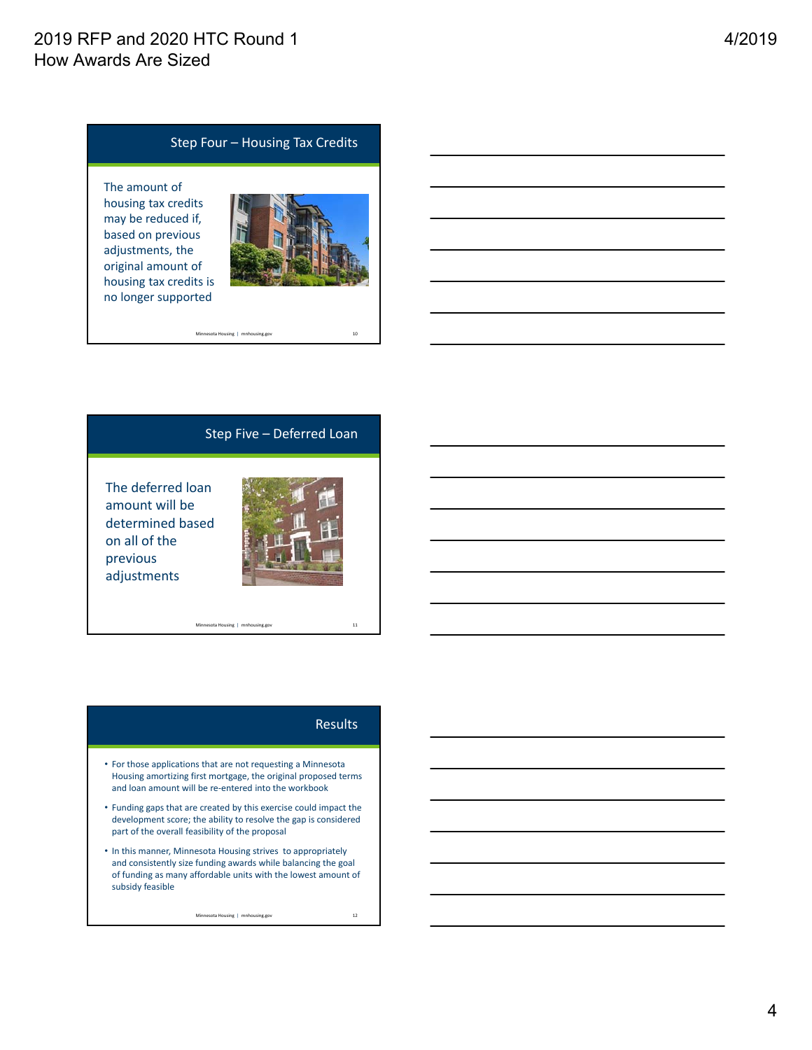## Step Four – Housing Tax Credits

The amount of housing tax credits may be reduced if, based on previous adjustments, the original amount of housing tax credits is no longer supported

## Step Five – Deferred Loan

The deferred loan amount will be determined based on all of the previous adjustments

## Results

- For those applications that are not requesting a Minnesota Housing amortizing first mortgage, the original proposed terms and loan amount will be re-entered into the workbook
- Funding gaps that are created by this exercise could impact the development score; the ability to resolve the gap is considered part of the overall feasibility of the proposal
- In this manner, Minnesota Housing strives to appropriately and consistently size funding awards while balancing the goal of funding as many affordable units with the lowest amount of subsidy feasible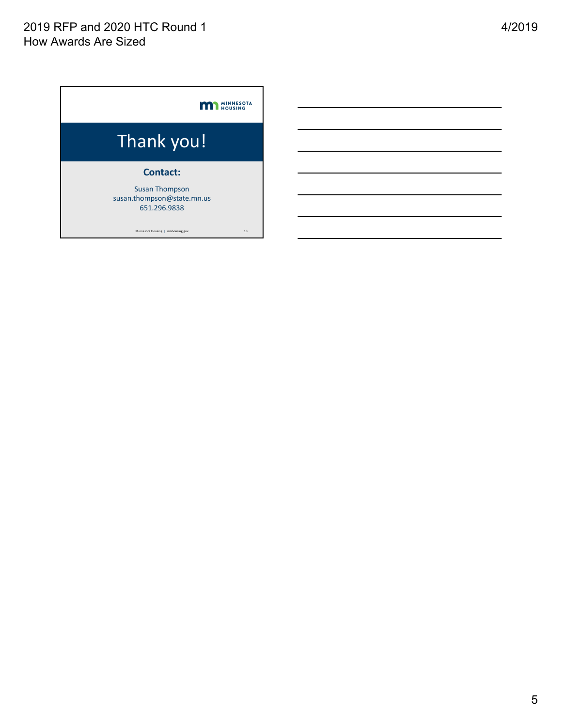# Thank you!

**Contact:**

Susan Thompson
susan.thompson@state.mn.us
651.296.9838